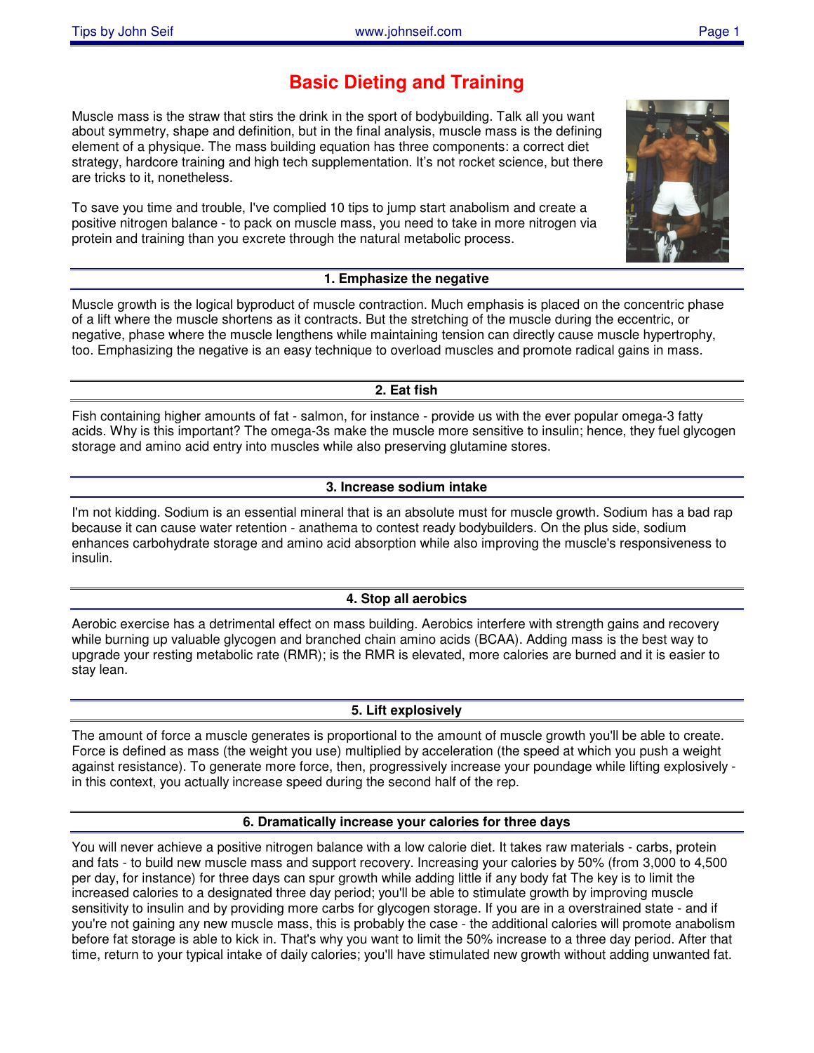# Basic Dieting and Training

Muscle mass is the straw that stirs the drink in the sport of bodybuilding. Talk all you want about symmetry, shape and definition, but in the final analysis, muscle mass is the defining element of a physique. The mass building equation has three components: a correct diet strategy, hardcore training and high tech supplementation. It's not rocket science, but there are tricks to it, nonetheless.

To save you time and trouble, I've complied 10 tips to jump start anabolism and create a positive nitrogen balance - to pack on muscle mass, you need to take in more nitrogen via protein and training than you excrete through the natural metabolic process.

## 1. Emphasize the negative

Muscle growth is the logical byproduct of muscle contraction. Much emphasis is placed on the concentric phase of a lift where the muscle shortens as it contracts. But the stretching of the muscle during the eccentric, or negative, phase where the muscle lengthens while maintaining tension can directly cause muscle hypertrophy, too. Emphasizing the negative is an easy technique to overload muscles and promote radical gains in mass.

## 2. Eat fish

Fish containing higher amounts of fat - salmon, for instance - provide us with the ever popular omega-3 fatty acids. Why is this important? The omega-3s make the muscle more sensitive to insulin; hence, they fuel glycogen storage and amino acid entry into muscles while also preserving glutamine stores.

## 3. Increase sodium intake

I'm not kidding. Sodium is an essential mineral that is an absolute must for muscle growth. Sodium has a bad rap because it can cause water retention - anathema to contest ready bodybuilders. On the plus side, sodium enhances carbohydrate storage and amino acid absorption while also improving the muscle's responsiveness to insulin.

## 4. Stop all aerobics

Aerobic exercise has a detrimental effect on mass building. Aerobics interfere with strength gains and recovery while burning up valuable glycogen and branched chain amino acids (BCAA). Adding mass is the best way to upgrade your resting metabolic rate (RMR); is the RMR is elevated, more calories are burned and it is easier to stay lean.

## 5. Lift explosively

The amount of force a muscle generates is proportional to the amount of muscle growth you'll be able to create. Force is defined as mass (the weight you use) multiplied by acceleration (the speed at which you push a weight against resistance). To generate more force, then, progressively increase your poundage while lifting explosively - in this context, you actually increase speed during the second half of the rep.

## 6. Dramatically increase your calories for three days

You will never achieve a positive nitrogen balance with a low calorie diet. It takes raw materials - carbs, protein and fats - to build new muscle mass and support recovery. Increasing your calories by 50% (from 3,000 to 4,500 per day, for instance) for three days can spur growth while adding little if any body fat The key is to limit the increased calories to a designated three day period; you'll be able to stimulate growth by improving muscle sensitivity to insulin and by providing more carbs for glycogen storage. If you are in a overstrained state - and if you're not gaining any new muscle mass, this is probably the case - the additional calories will promote anabolism before fat storage is able to kick in. That's why you want to limit the 50% increase to a three day period. After that time, return to your typical intake of daily calories; you'll have stimulated new growth without adding unwanted fat.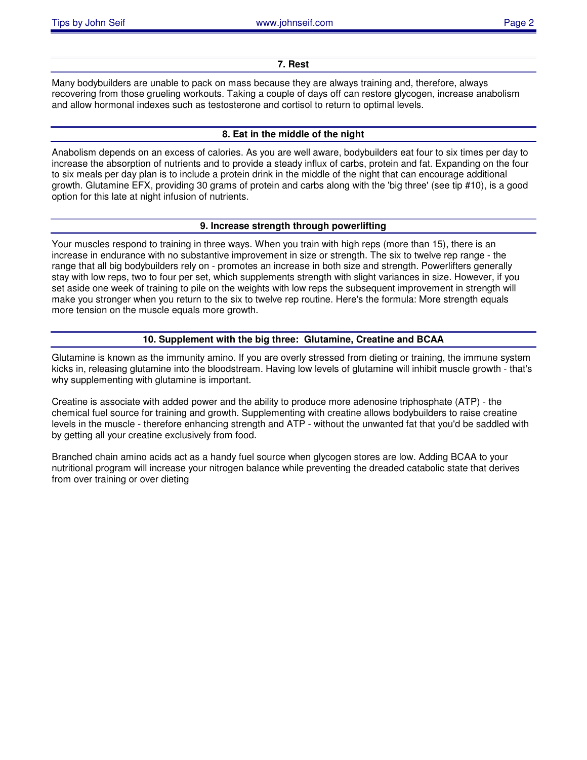## 7. Rest

Many bodybuilders are unable to pack on mass because they are always training and, therefore, always recovering from those grueling workouts. Taking a couple of days off can restore glycogen, increase anabolism and allow hormonal indexes such as testosterone and cortisol to return to optimal levels.

## 8. Eat in the middle of the night

Anabolism depends on an excess of calories. As you are well aware, bodybuilders eat four to six times per day to increase the absorption of nutrients and to provide a steady influx of carbs, protein and fat. Expanding on the four to six meals per day plan is to include a protein drink in the middle of the night that can encourage additional growth. Glutamine EFX, providing 30 grams of protein and carbs along with the 'big three' (see tip #10), is a good option for this late at night infusion of nutrients.

## 9. Increase strength through powerlifting

Your muscles respond to training in three ways. When you train with high reps (more than 15), there is an increase in endurance with no substantive improvement in size or strength. The six to twelve rep range - the range that all big bodybuilders rely on - promotes an increase in both size and strength. Powerlifters generally stay with low reps, two to four per set, which supplements strength with slight variances in size. However, if you set aside one week of training to pile on the weights with low reps the subsequent improvement in strength will make you stronger when you return to the six to twelve rep routine. Here's the formula: More strength equals more tension on the muscle equals more growth.

## 10. Supplement with the big three: Glutamine, Creatine and BCAA

Glutamine is known as the immunity amino. If you are overly stressed from dieting or training, the immune system kicks in, releasing glutamine into the bloodstream. Having low levels of glutamine will inhibit muscle growth - that's why supplementing with glutamine is important.

Creatine is associate with added power and the ability to produce more adenosine triphosphate (ATP) - the chemical fuel source for training and growth. Supplementing with creatine allows bodybuilders to raise creatine levels in the muscle - therefore enhancing strength and ATP - without the unwanted fat that you'd be saddled with by getting all your creatine exclusively from food.

Branched chain amino acids act as a handy fuel source when glycogen stores are low. Adding BCAA to your nutritional program will increase your nitrogen balance while preventing the dreaded catabolic state that derives from over training or over dieting